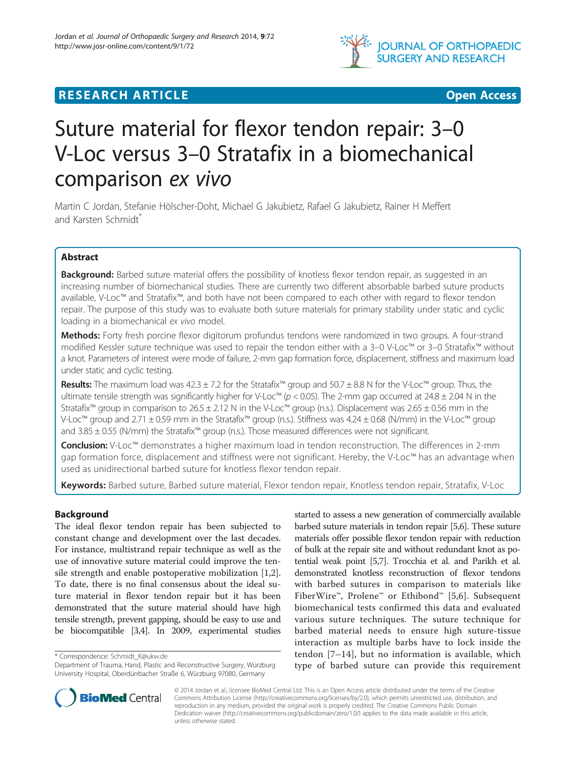# Suture material for flexor tendon repair: 3–0 V-Loc versus 3–0 Stratafix in a biomechanical comparison *ex vivo*

Martin C Jordan, Stefanie Hölscher-Doht, Michael G Jakubietz, Rafael G Jakubietz, Rainer H Meffert and Karsten Schmidt*

## Abstract

**Background:** Barbed suture material offers the possibility of knotless flexor tendon repair, as suggested in an increasing number of biomechanical studies. There are currently two different absorbable barbed suture products available, V-Loc™ and Stratafix™, and both have not been compared to each other with regard to flexor tendon repair. The purpose of this study was to evaluate both suture materials for primary stability under static and cyclic loading in a biomechanical *ex vivo* model.

**Methods:** Forty fresh porcine flexor digitorum profundus tendons were randomized in two groups. A four-strand modified Kessler suture technique was used to repair the tendon either with a 3–0 V-Loc™ or 3–0 Stratafix™ without a knot. Parameters of interest were mode of failure, 2-mm gap formation force, displacement, stiffness and maximum load under static and cyclic testing.

**Results:** The maximum load was 42.3 ± 7.2 for the Stratafix™ group and 50.7 ± 8.8 N for the V-Loc™ group. Thus, the ultimate tensile strength was significantly higher for V-Loc™ ($p < 0.05$). The 2-mm gap occurred at 24.8 ± 2.04 N in the Stratafix™ group in comparison to 26.5 ± 2.12 N in the V-Loc™ group (n.s.). Displacement was 2.65 ± 0.56 mm in the V-Loc™ group and 2.71 ± 0.59 mm in the Stratafix™ group (n.s.). Stiffness was 4.24 ± 0.68 (N/mm) in the V-Loc™ group and 3.85 ± 0.55 (N/mm) the Stratafix™ group (n.s.). Those measured differences were not significant.

**Conclusion:** V-Loc™ demonstrates a higher maximum load in tendon reconstruction. The differences in 2-mm gap formation force, displacement and stiffness were not significant. Hereby, the V-Loc™ has an advantage when used as unidirectional barbed suture for knotless flexor tendon repair.

**Keywords:** Barbed suture, Barbed suture material, Flexor tendon repair, Knotless tendon repair, Stratafix, V-Loc

## Background

The ideal flexor tendon repair has been subjected to constant change and development over the last decades. For instance, multistrand repair technique as well as the use of innovative suture material could improve the tensile strength and enable postoperative mobilization [1,2]. To date, there is no final consensus about the ideal suture material in flexor tendon repair but it has been demonstrated that the suture material should have high tensile strength, prevent gapping, should be easy to use and be biocompatible [3,4]. In 2009, experimental studies started to assess a new generation of commercially available barbed suture materials in tendon repair [5,6]. These suture materials offer possible flexor tendon repair with reduction of bulk at the repair site and without redundant knot as potential weak point [5,7]. Trocchia et al. and Parikh et al. demonstrated knotless reconstruction of flexor tendons with barbed sutures in comparison to materials like FiberWire™, Prolene™ or Ethibond™ [5,6]. Subsequent biomechanical tests confirmed this data and evaluated various suture techniques. The suture technique for barbed material needs to ensure high suture-tissue interaction as multiple barbs have to lock inside the tendon [7–14], but no information is available, which type of barbed suture can provide this requirement

\* Correspondence: Schmidt_K@ukw.de
Department of Trauma, Hand, Plastic and Reconstructive Surgery, Würzburg University Hospital, Oberdürrbacher Straße 6, Würzburg 97080, Germany

© 2014 Jordan et al.; licensee BioMed Central Ltd. This is an Open Access article distributed under the terms of the Creative Commons Attribution License (http://creativecommons.org/licenses/by/2.0), which permits unrestricted use, distribution, and reproduction in any medium, provided the original work is properly credited. The Creative Commons Public Domain Dedication waiver (http://creativecommons.org/publicdomain/zero/1.0/) applies to the data made available in this article, unless otherwise stated.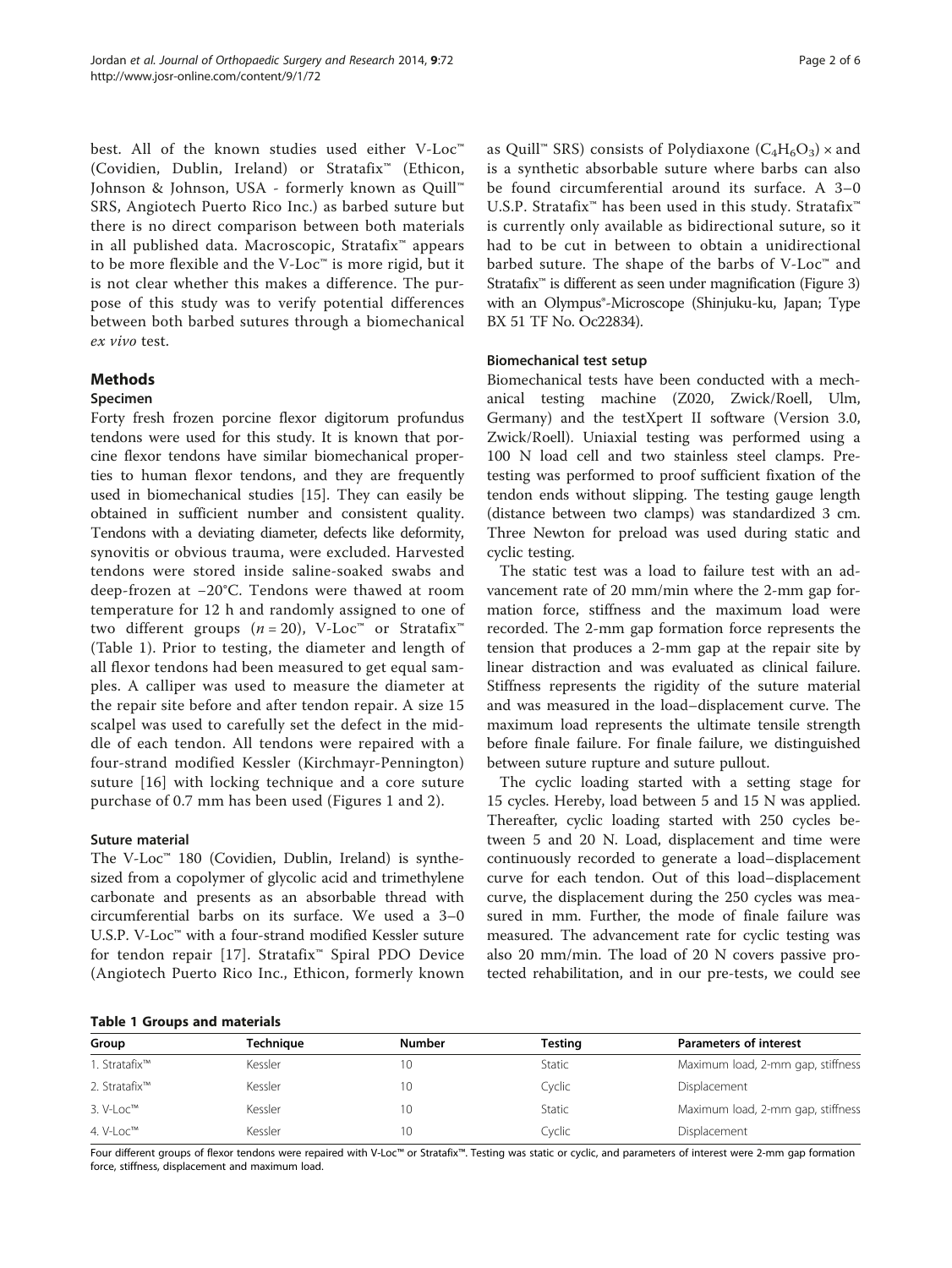best. All of the known studies used either V-Loc™ (Covidien, Dublin, Ireland) or Stratafix™ (Ethicon, Johnson & Johnson, USA - formerly known as Quill™ SRS, Angiotech Puerto Rico Inc.) as barbed suture but there is no direct comparison between both materials in all published data. Macroscopic, Stratafix™ appears to be more flexible and the V-Loc™ is more rigid, but it is not clear whether this makes a difference. The purpose of this study was to verify potential differences between both barbed sutures through a biomechanical *ex vivo* test.

## Methods

### Specimen

Forty fresh frozen porcine flexor digitorum profundus tendons were used for this study. It is known that porcine flexor tendons have similar biomechanical properties to human flexor tendons, and they are frequently used in biomechanical studies [15]. They can easily be obtained in sufficient number and consistent quality. Tendons with a deviating diameter, defects like deformity, synovitis or obvious trauma, were excluded. Harvested tendons were stored inside saline-soaked swabs and deep-frozen at −20°C. Tendons were thawed at room temperature for 12 h and randomly assigned to one of two different groups ($n = 20$), V-Loc™ or Stratafix™ (Table 1). Prior to testing, the diameter and length of all flexor tendons had been measured to get equal samples. A calliper was used to measure the diameter at the repair site before and after tendon repair. A size 15 scalpel was used to carefully set the defect in the middle of each tendon. All tendons were repaired with a four-strand modified Kessler (Kirchmayr-Pennington) suture [16] with locking technique and a core suture purchase of 0.7 mm has been used (Figures 1 and 2).

### Suture material

The V-Loc™ 180 (Covidien, Dublin, Ireland) is synthesized from a copolymer of glycolic acid and trimethylene carbonate and presents as an absorbable thread with circumferential barbs on its surface. We used a 3–0 U.S.P. V-Loc™ with a four-strand modified Kessler suture for tendon repair [17]. Stratafix™ Spiral PDO Device (Angiotech Puerto Rico Inc., Ethicon, formerly known as Quill™ SRS) consists of Polydiaxone $(C_4H_6O_3) \times$ and is a synthetic absorbable suture where barbs can also be found circumferential around its surface. A 3–0 U.S.P. Stratafix™ has been used in this study. Stratafix™ is currently only available as bidirectional suture, so it had to be cut in between to obtain a unidirectional barbed suture. The shape of the barbs of V-Loc™ and Stratafix™ is different as seen under magnification (Figure 3) with an Olympus®-Microscope (Shinjuku-ku, Japan; Type BX 51 TF No. Oc22834).

### Biomechanical test setup

Biomechanical tests have been conducted with a mechanical testing machine (Z020, Zwick/Roell, Ulm, Germany) and the testXpert II software (Version 3.0, Zwick/Roell). Uniaxial testing was performed using a 100 N load cell and two stainless steel clamps. Pretesting was performed to proof sufficient fixation of the tendon ends without slipping. The testing gauge length (distance between two clamps) was standardized 3 cm. Three Newton for preload was used during static and cyclic testing.

The static test was a load to failure test with an advancement rate of 20 mm/min where the 2-mm gap formation force, stiffness and the maximum load were recorded. The 2-mm gap formation force represents the tension that produces a 2-mm gap at the repair site by linear distraction and was evaluated as clinical failure. Stiffness represents the rigidity of the suture material and was measured in the load–displacement curve. The maximum load represents the ultimate tensile strength before finale failure. For finale failure, we distinguished between suture rupture and suture pullout.

The cyclic loading started with a setting stage for 15 cycles. Hereby, load between 5 and 15 N was applied. Thereafter, cyclic loading started with 250 cycles between 5 and 20 N. Load, displacement and time were continuously recorded to generate a load–displacement curve for each tendon. Out of this load–displacement curve, the displacement during the 250 cycles was measured in mm. Further, the mode of finale failure was measured. The advancement rate for cyclic testing was also 20 mm/min. The load of 20 N covers passive protected rehabilitation, and in our pre-tests, we could see

**Table 1 Groups and materials**

| Group | Technique | Number | Testing | Parameters of interest |
|---|---|---|---|---|
| 1. Stratafix™ | Kessler | 10 | Static | Maximum load, 2-mm gap, stiffness |
| 2. Stratafix™ | Kessler | 10 | Cyclic | Displacement |
| 3. V-Loc™ | Kessler | 10 | Static | Maximum load, 2-mm gap, stiffness |
| 4. V-Loc™ | Kessler | 10 | Cyclic | Displacement |

Four different groups of flexor tendons were repaired with V-Loc™ or Stratafix™. Testing was static or cyclic, and parameters of interest were 2-mm gap formation force, stiffness, displacement and maximum load.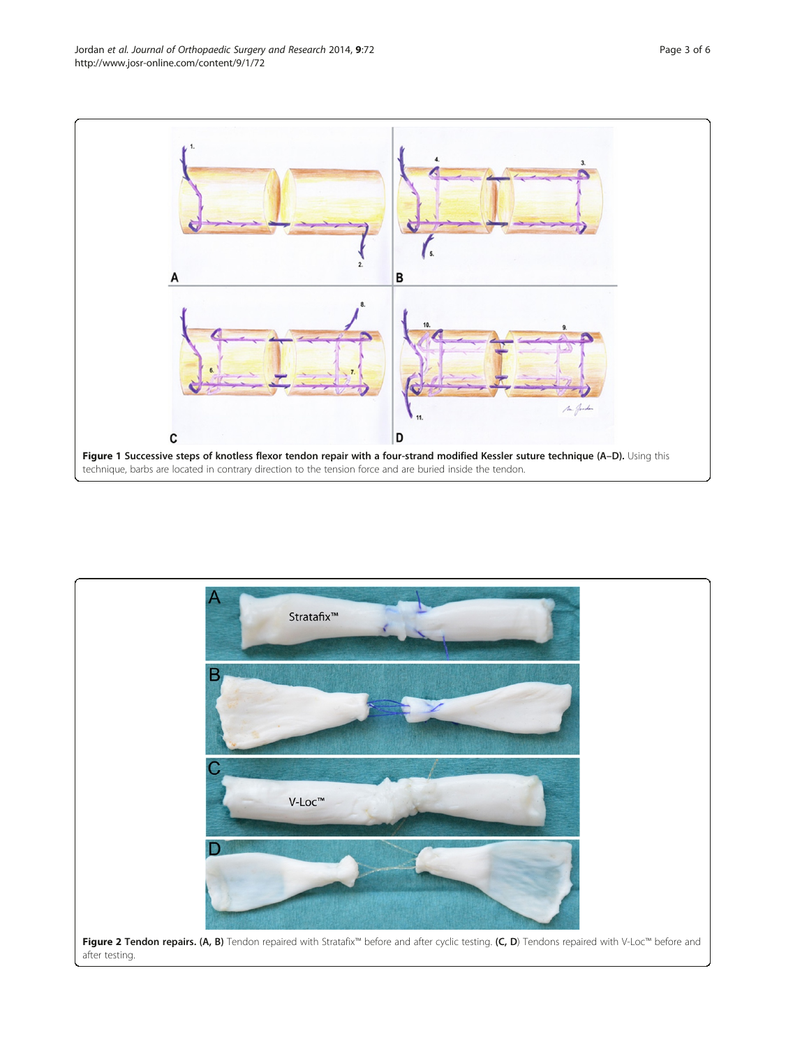**Figure 1 Successive steps of knotless flexor tendon repair with a four-strand modified Kessler suture technique (A–D).** Using this technique, barbs are located in contrary direction to the tension force and are buried inside the tendon.

**Figure 2 Tendon repairs. (A, B)** Tendon repaired with Stratafix™ before and after cyclic testing. **(C, D)** Tendons repaired with V-Loc™ before and after testing.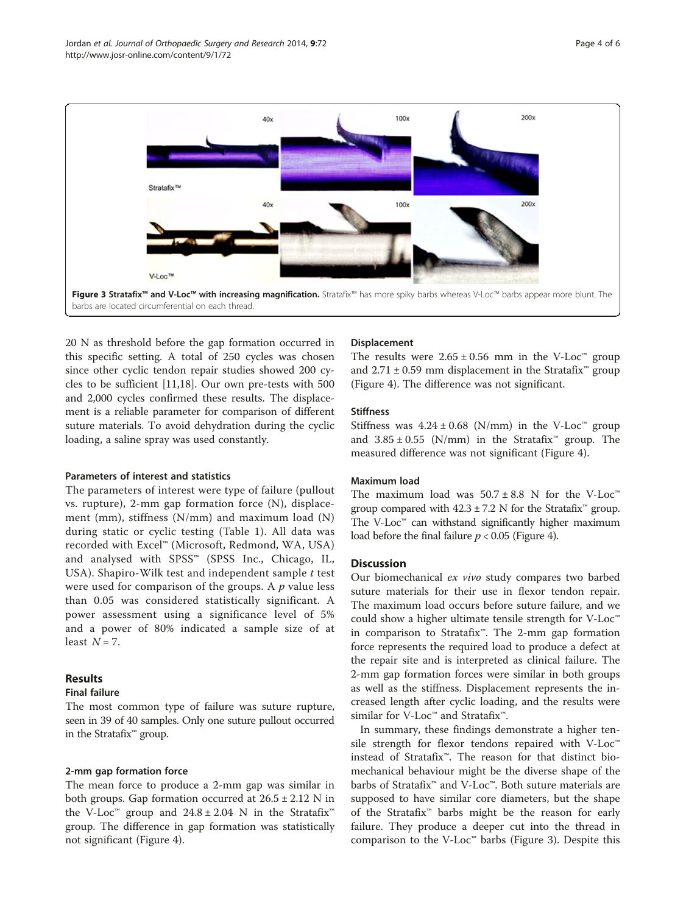Figure 3 Stratafix™ and V-Loc™ with increasing magnification. Stratafix™ has more spiky barbs whereas V-Loc™ barbs appear more blunt. The barbs are located circumferential on each thread.

20 N as threshold before the gap formation occurred in this specific setting. A total of 250 cycles was chosen since other cyclic tendon repair studies showed 200 cycles to be sufficient [11,18]. Our own pre-tests with 500 and 2,000 cycles confirmed these results. The displacement is a reliable parameter for comparison of different suture materials. To avoid dehydration during the cyclic loading, a saline spray was used constantly.

#### Parameters of interest and statistics

The parameters of interest were type of failure (pullout vs. rupture), 2-mm gap formation force (N), displacement (mm), stiffness (N/mm) and maximum load (N) during static or cyclic testing (Table 1). All data was recorded with Excel™ (Microsoft, Redmond, WA, USA) and analysed with SPSS™ (SPSS Inc., Chicago, IL, USA). Shapiro-Wilk test and independent sample *t* test were used for comparison of the groups. A *p* value less than 0.05 was considered statistically significant. A power assessment using a significance level of 5% and a power of 80% indicated a sample size of at least $N = 7$.

## Results

#### Final failure

The most common type of failure was suture rupture, seen in 39 of 40 samples. Only one suture pullout occurred in the Stratafix™ group.

#### 2-mm gap formation force

The mean force to produce a 2-mm gap was similar in both groups. Gap formation occurred at $26.5 \pm 2.12$ N in the V-Loc™ group and $24.8 \pm 2.04$ N in the Stratafix™ group. The difference in gap formation was statistically not significant (Figure 4).

#### Displacement

The results were $2.65 \pm 0.56$ mm in the V-Loc™ group and $2.71 \pm 0.59$ mm displacement in the Stratafix™ group (Figure 4). The difference was not significant.

#### Stiffness

Stiffness was $4.24 \pm 0.68$ (N/mm) in the V-Loc™ group and $3.85 \pm 0.55$ (N/mm) in the Stratafix™ group. The measured difference was not significant (Figure 4).

#### Maximum load

The maximum load was $50.7 \pm 8.8$ N for the V-Loc™ group compared with $42.3 \pm 7.2$ N for the Stratafix™ group. The V-Loc™ can withstand significantly higher maximum load before the final failure $p < 0.05$ (Figure 4).

## Discussion

Our biomechanical *ex vivo* study compares two barbed suture materials for their use in flexor tendon repair. The maximum load occurs before suture failure, and we could show a higher ultimate tensile strength for V-Loc™ in comparison to Stratafix™. The 2-mm gap formation force represents the required load to produce a defect at the repair site and is interpreted as clinical failure. The 2-mm gap formation forces were similar in both groups as well as the stiffness. Displacement represents the increased length after cyclic loading, and the results were similar for V-Loc™ and Stratafix™.

In summary, these findings demonstrate a higher tensile strength for flexor tendons repaired with V-Loc™ instead of Stratafix™. The reason for that distinct biomechanical behaviour might be the diverse shape of the barbs of Stratafix™ and V-Loc™. Both suture materials are supposed to have similar core diameters, but the shape of the Stratafix™ barbs might be the reason for early failure. They produce a deeper cut into the thread in comparison to the V-Loc™ barbs (Figure 3). Despite this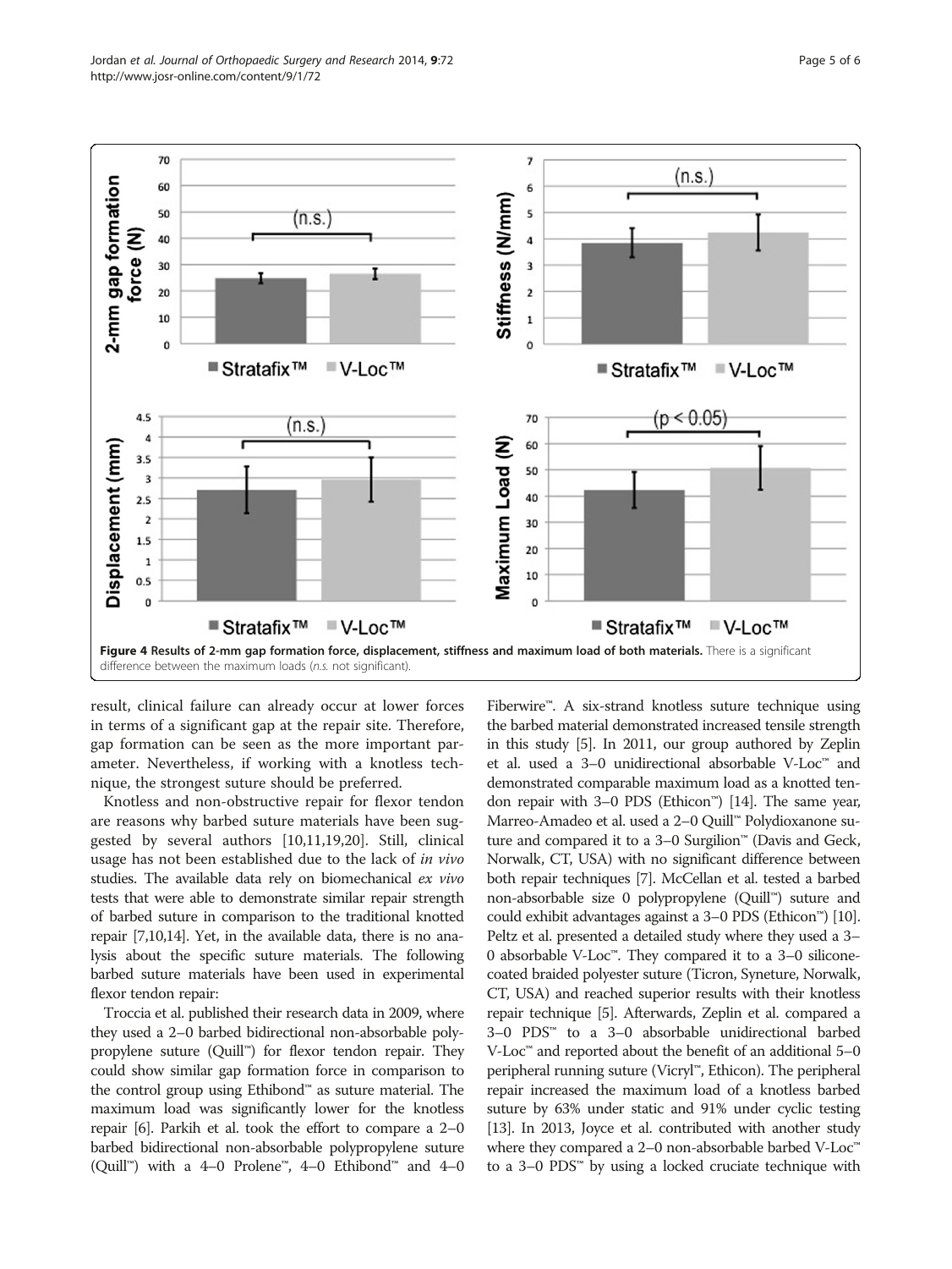**Figure 4 Results of 2-mm gap formation force, displacement, stiffness and maximum load of both materials.** There is a significant difference between the maximum loads (*n.s.* not significant).

result, clinical failure can already occur at lower forces in terms of a significant gap at the repair site. Therefore, gap formation can be seen as the more important parameter. Nevertheless, if working with a knotless technique, the strongest suture should be preferred.

Knotless and non-obstructive repair for flexor tendon are reasons why barbed suture materials have been suggested by several authors [10,11,19,20]. Still, clinical usage has not been established due to the lack of *in vivo* studies. The available data rely on biomechanical *ex vivo* tests that were able to demonstrate similar repair strength of barbed suture in comparison to the traditional knotted repair [7,10,14]. Yet, in the available data, there is no analysis about the specific suture materials. The following barbed suture materials have been used in experimental flexor tendon repair:

Troccia et al. published their research data in 2009, where they used a 2–0 barbed bidirectional non-absorbable polypropylene suture (Quill™) for flexor tendon repair. They could show similar gap formation force in comparison to the control group using Ethibond™ as suture material. The maximum load was significantly lower for the knotless repair [6]. Parkih et al. took the effort to compare a 2–0 barbed bidirectional non-absorbable polypropylene suture (Quill™) with a 4–0 Prolene™, 4–0 Ethibond™ and 4–0 Fiberwire™. A six-strand knotless suture technique using the barbed material demonstrated increased tensile strength in this study [5]. In 2011, our group authored by Zeplin et al. used a 3–0 unidirectional absorbable V-Loc™ and demonstrated comparable maximum load as a knotted tendon repair with 3–0 PDS (Ethicon™) [14]. The same year, Marreo-Amadeo et al. used a 2–0 Quill™ Polydioxanone suture and compared it to a 3–0 Surgilion™ (Davis and Geck, Norwalk, CT, USA) with no significant difference between both repair techniques [7]. McCellan et al. tested a barbed non-absorbable size 0 polypropylene (Quill™) suture and could exhibit advantages against a 3–0 PDS (Ethicon™) [10]. Peltz et al. presented a detailed study where they used a 3–0 absorbable V-Loc™. They compared it to a 3–0 silicone-coated braided polyester suture (Ticron, Syneture, Norwalk, CT, USA) and reached superior results with their knotless repair technique [5]. Afterwards, Zeplin et al. compared a 3–0 PDS™ to a 3–0 absorbable unidirectional barbed V-Loc™ and reported about the benefit of an additional 5–0 peripheral running suture (Vicryl™, Ethicon). The peripheral repair increased the maximum load of a knotless barbed suture by 63% under static and 91% under cyclic testing [13]. In 2013, Joyce et al. contributed with another study where they compared a 2–0 non-absorbable barbed V-Loc™ to a 3–0 PDS™ by using a locked cruciate technique with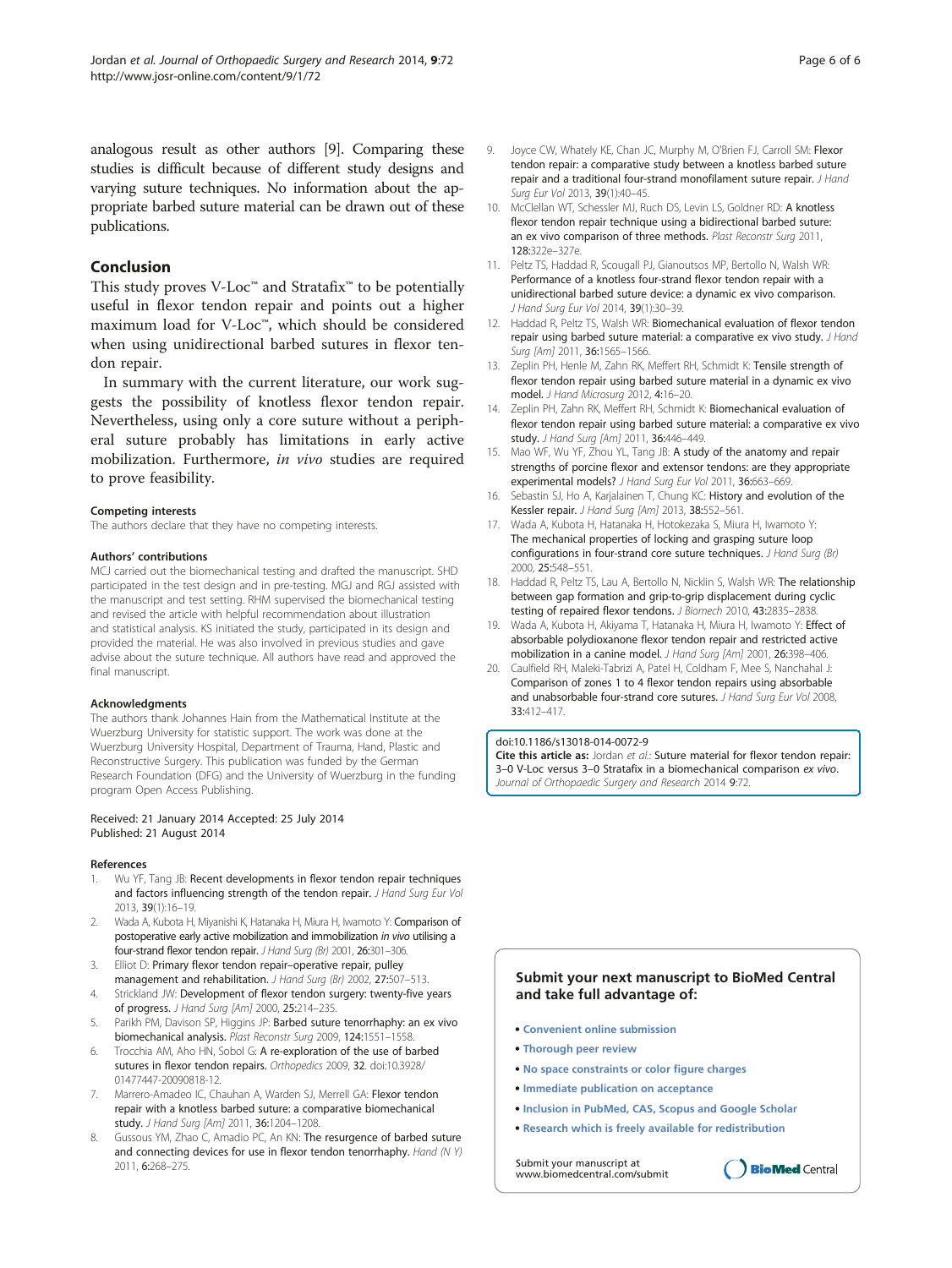analogous result as other authors [9]. Comparing these studies is difficult because of different study designs and varying suture techniques. No information about the appropriate barbed suture material can be drawn out of these publications.

## Conclusion

This study proves V-Loc™ and Stratafix™ to be potentially useful in flexor tendon repair and points out a higher maximum load for V-Loc™, which should be considered when using unidirectional barbed sutures in flexor tendon repair.

In summary with the current literature, our work suggests the possibility of knotless flexor tendon repair. Nevertheless, using only a core suture without a peripheral suture probably has limitations in early active mobilization. Furthermore, *in vivo* studies are required to prove feasibility.

#### Competing interests

The authors declare that they have no competing interests.

#### Authors' contributions

MCJ carried out the biomechanical testing and drafted the manuscript. SHD participated in the test design and in pre-testing. MGJ and RGJ assisted with the manuscript and test setting. RHM supervised the biomechanical testing and revised the article with helpful recommendation about illustration and statistical analysis. KS initiated the study, participated in its design and provided the material. He was also involved in previous studies and gave advise about the suture technique. All authors have read and approved the final manuscript.

#### Acknowledgments

The authors thank Johannes Hain from the Mathematical Institute at the Wuerzburg University for statistic support. The work was done at the Wuerzburg University Hospital, Department of Trauma, Hand, Plastic and Reconstructive Surgery. This publication was funded by the German Research Foundation (DFG) and the University of Wuerzburg in the funding program Open Access Publishing.

Received: 21 January 2014 Accepted: 25 July 2014
Published: 21 August 2014

#### References

1. Wu YF, Tang JB: **Recent developments in flexor tendon repair techniques and factors influencing strength of the tendon repair.** *J Hand Surg Eur Vol* 2013, **39**(1):16–19.
2. Wada A, Kubota H, Miyanishi K, Hatanaka H, Miura H, Iwamoto Y: **Comparison of postoperative early active mobilization and immobilization *in vivo* utilising a four-strand flexor tendon repair.** *J Hand Surg (Br)* 2001, **26**:301–306.
3. Elliot D: **Primary flexor tendon repair–operative repair, pulley management and rehabilitation.** *J Hand Surg (Br)* 2002, **27**:507–513.
4. Strickland JW: **Development of flexor tendon surgery: twenty-five years of progress.** *J Hand Surg [Am]* 2000, **25**:214–235.
5. Parikh PM, Davison SP, Higgins JP: **Barbed suture tenorrhaphy: an ex vivo biomechanical analysis.** *Plast Reconstr Surg* 2009, **124**:1551–1558.
6. Trocchia AM, Aho HN, Sobol G: **A re-exploration of the use of barbed sutures in flexor tendon repairs.** *Orthopedics* 2009, **32**. doi:10.3928/01477447-20090818-12.
7. Marrero-Amadeo IC, Chauhan A, Warden SJ, Merrell GA: **Flexor tendon repair with a knotless barbed suture: a comparative biomechanical study.** *J Hand Surg [Am]* 2011, **36**:1204–1208.
8. Gussous YM, Zhao C, Amadio PC, An KN: **The resurgence of barbed suture and connecting devices for use in flexor tendon tenorrhaphy.** *Hand (N Y)* 2011, **6**:268–275.
9. Joyce CW, Whately KE, Chan JC, Murphy M, O'Brien FJ, Carroll SM: **Flexor tendon repair: a comparative study between a knotless barbed suture repair and a traditional four-strand monofilament suture repair.** *J Hand Surg Eur Vol* 2013, **39**(1):40–45.
10. McClellan WT, Schessler MJ, Ruch DS, Levin LS, Goldner RD: **A knotless flexor tendon repair technique using a bidirectional barbed suture: an ex vivo comparison of three methods.** *Plast Reconstr Surg* 2011, **128**:322e–327e.
11. Peltz TS, Haddad R, Scougall PJ, Gianoutsos MP, Bertollo N, Walsh WR: **Performance of a knotless four-strand flexor tendon repair with a unidirectional barbed suture device: a dynamic ex vivo comparison.** *J Hand Surg Eur Vol* 2014, **39**(1):30–39.
12. Haddad R, Peltz TS, Walsh WR: **Biomechanical evaluation of flexor tendon repair using barbed suture material: a comparative ex vivo study.** *J Hand Surg [Am]* 2011, **36**:1565–1566.
13. Zeplin PH, Henle M, Zahn RK, Meffert RH, Schmidt K: **Tensile strength of flexor tendon repair using barbed suture material in a dynamic ex vivo model.** *J Hand Microsurg* 2012, **4**:16–20.
14. Zeplin PH, Zahn RK, Meffert RH, Schmidt K: **Biomechanical evaluation of flexor tendon repair using barbed suture material: a comparative ex vivo study.** *J Hand Surg [Am]* 2011, **36**:446–449.
15. Mao WF, Wu YF, Zhou YL, Tang JB: **A study of the anatomy and repair strengths of porcine flexor and extensor tendons: are they appropriate experimental models?** *J Hand Surg Eur Vol* 2011, **36**:663–669.
16. Sebastin SJ, Ho A, Karjalainen T, Chung KC: **History and evolution of the Kessler repair.** *J Hand Surg [Am]* 2013, **38**:552–561.
17. Wada A, Kubota H, Hatanaka H, Hotokezaka S, Miura H, Iwamoto Y: **The mechanical properties of locking and grasping suture loop configurations in four-strand core suture techniques.** *J Hand Surg (Br)* 2000, **25**:548–551.
18. Haddad R, Peltz TS, Lau A, Bertollo N, Nicklin S, Walsh WR: **The relationship between gap formation and grip-to-grip displacement during cyclic testing of repaired flexor tendons.** *J Biomech* 2010, **43**:2835–2838.
19. Wada A, Kubota H, Akiyama T, Hatanaka H, Miura H, Iwamoto Y: **Effect of absorbable polydioxanone flexor tendon repair and restricted active mobilization in a canine model.** *J Hand Surg [Am]* 2001, **26**:398–406.
20. Caulfield RH, Maleki-Tabrizi A, Patel H, Coldham F, Mee S, Nanchahal J: **Comparison of zones 1 to 4 flexor tendon repairs using absorbable and unabsorbable four-strand core sutures.** *J Hand Surg Eur Vol* 2008, **33**:412–417.

doi:10.1186/s13018-014-0072-9
**Cite this article as:** Jordan *et al.*: Suture material for flexor tendon repair: 3–0 V-Loc versus 3–0 Stratafix in a biomechanical comparison *ex vivo*. *Journal of Orthopaedic Surgery and Research* 2014 **9**:72.